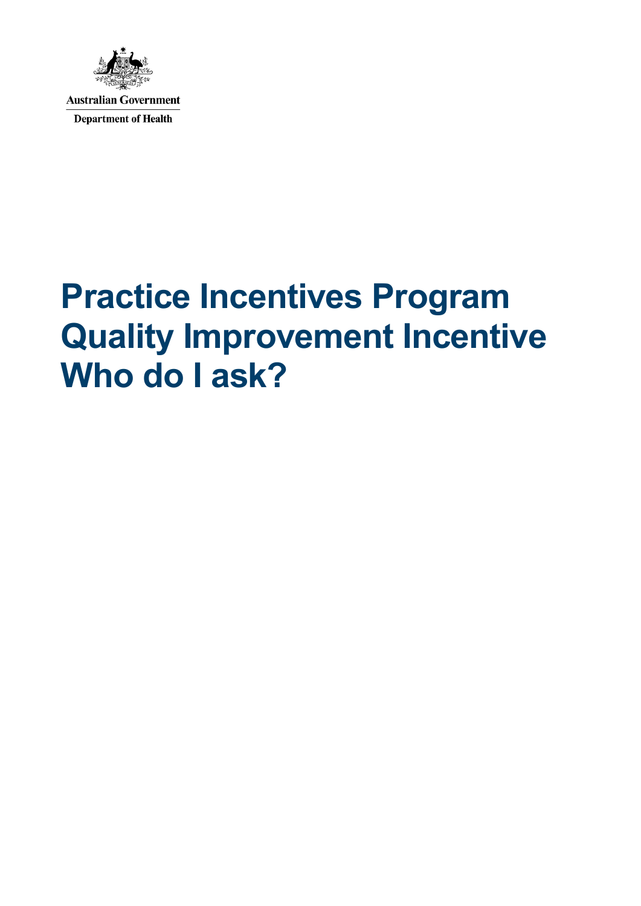Australian Government

Department of Health

# Practice Incentives Program Quality Improvement Incentive Who do I ask?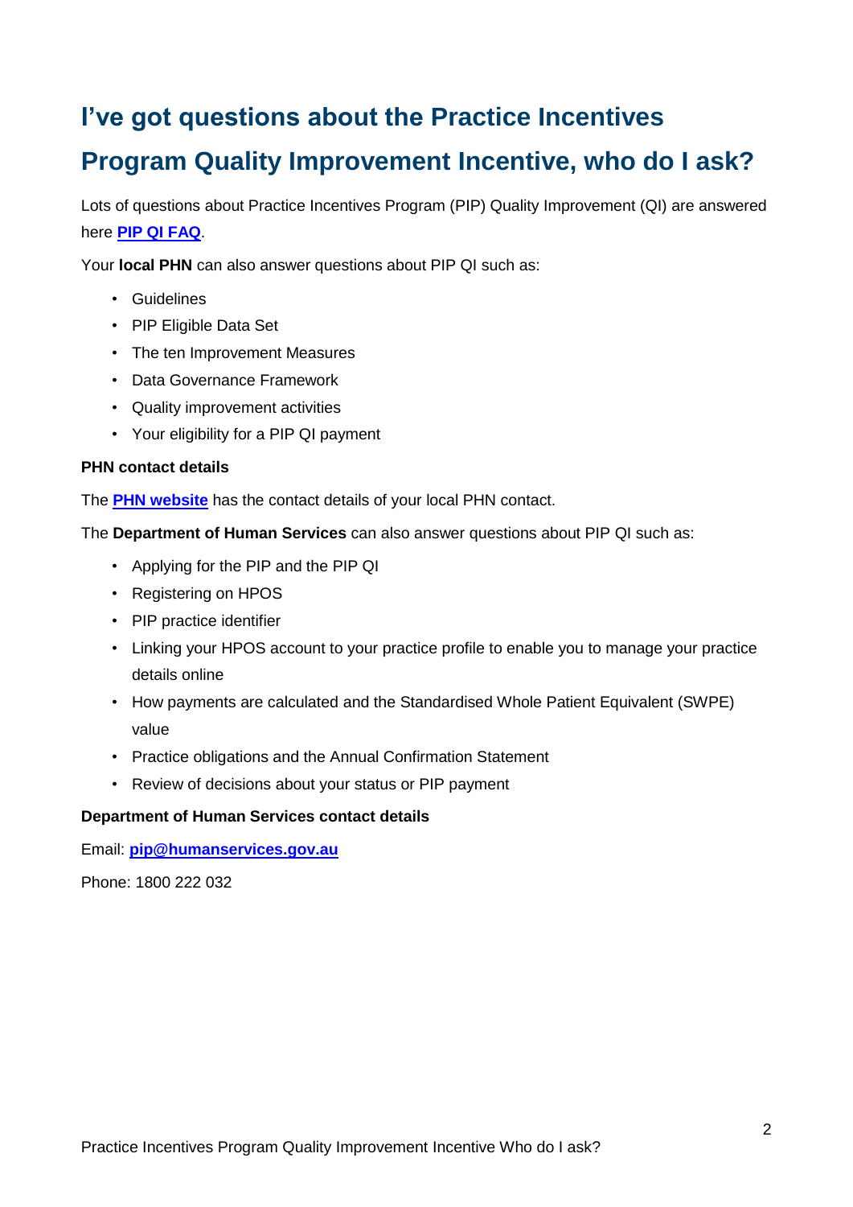# I’ve got questions about the Practice Incentives Program Quality Improvement Incentive, who do I ask?

Lots of questions about Practice Incentives Program (PIP) Quality Improvement (QI) are answered here **PIP QI FAQ**.

Your **local PHN** can also answer questions about PIP QI such as:

- Guidelines
- PIP Eligible Data Set
- The ten Improvement Measures
- Data Governance Framework
- Quality improvement activities
- Your eligibility for a PIP QI payment

**PHN contact details**

The **PHN website** has the contact details of your local PHN contact.

The **Department of Human Services** can also answer questions about PIP QI such as:

- Applying for the PIP and the PIP QI
- Registering on HPOS
- PIP practice identifier
- Linking your HPOS account to your practice profile to enable you to manage your practice details online
- How payments are calculated and the Standardised Whole Patient Equivalent (SWPE) value
- Practice obligations and the Annual Confirmation Statement
- Review of decisions about your status or PIP payment

**Department of Human Services contact details**

Email: **pip@humanservices.gov.au**

Phone: 1800 222 032